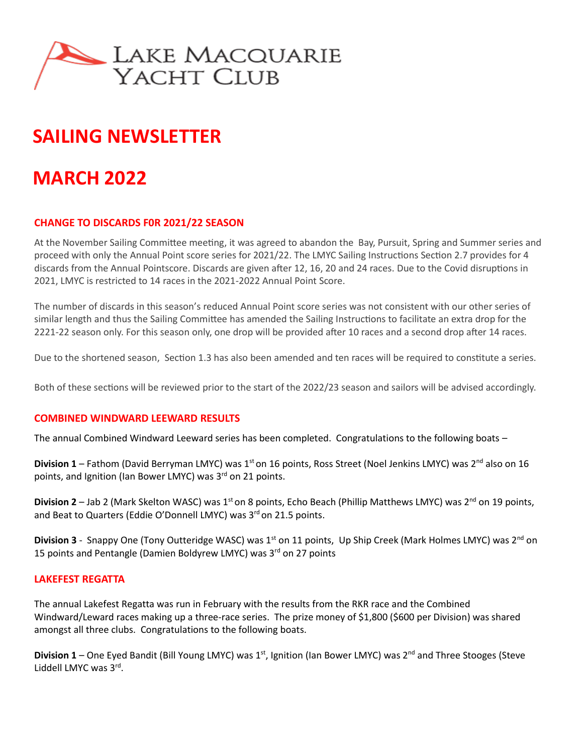LAKE MACQUARIE YACHT CLUB

# SAILING NEWSLETTER

# MARCH 2022

## CHANGE TO DISCARDS F0R 2021/22 SEASON

At the November Sailing Committee meeting, it was agreed to abandon the Bay, Pursuit, Spring and Summer series and proceed with only the Annual Point score series for 2021/22. The LMYC Sailing Instructions Section 2.7 provides for 4 discards from the Annual Pointscore. Discards are given after 12, 16, 20 and 24 races. Due to the Covid disruptions in 2021, LMYC is restricted to 14 races in the 2021-2022 Annual Point Score.

The number of discards in this season's reduced Annual Point score series was not consistent with our other series of similar length and thus the Sailing Committee has amended the Sailing Instructions to facilitate an extra drop for the 2221-22 season only. For this season only, one drop will be provided after 10 races and a second drop after 14 races.

Due to the shortened season, Section 1.3 has also been amended and ten races will be required to constitute a series.

Both of these sections will be reviewed prior to the start of the 2022/23 season and sailors will be advised accordingly.

## COMBINED WINDWARD LEEWARD RESULTS

The annual Combined Windward Leeward series has been completed. Congratulations to the following boats –

**Division 1** – Fathom (David Berryman LMYC) was 1st on 16 points, Ross Street (Noel Jenkins LMYC) was 2nd also on 16 points, and Ignition (Ian Bower LMYC) was 3rd on 21 points.

**Division 2** – Jab 2 (Mark Skelton WASC) was 1st on 8 points, Echo Beach (Phillip Matthews LMYC) was 2nd on 19 points, and Beat to Quarters (Eddie O'Donnell LMYC) was 3rd on 21.5 points.

**Division 3** - Snappy One (Tony Outteridge WASC) was 1st on 11 points, Up Ship Creek (Mark Holmes LMYC) was 2nd on 15 points and Pentangle (Damien Boldyrew LMYC) was 3rd on 27 points

## LAKEFEST REGATTA

The annual Lakefest Regatta was run in February with the results from the RKR race and the Combined Windward/Leward races making up a three-race series. The prize money of $1,800 ($600 per Division) was shared amongst all three clubs. Congratulations to the following boats.

**Division 1** – One Eyed Bandit (Bill Young LMYC) was 1st, Ignition (Ian Bower LMYC) was 2nd and Three Stooges (Steve Liddell LMYC was 3rd.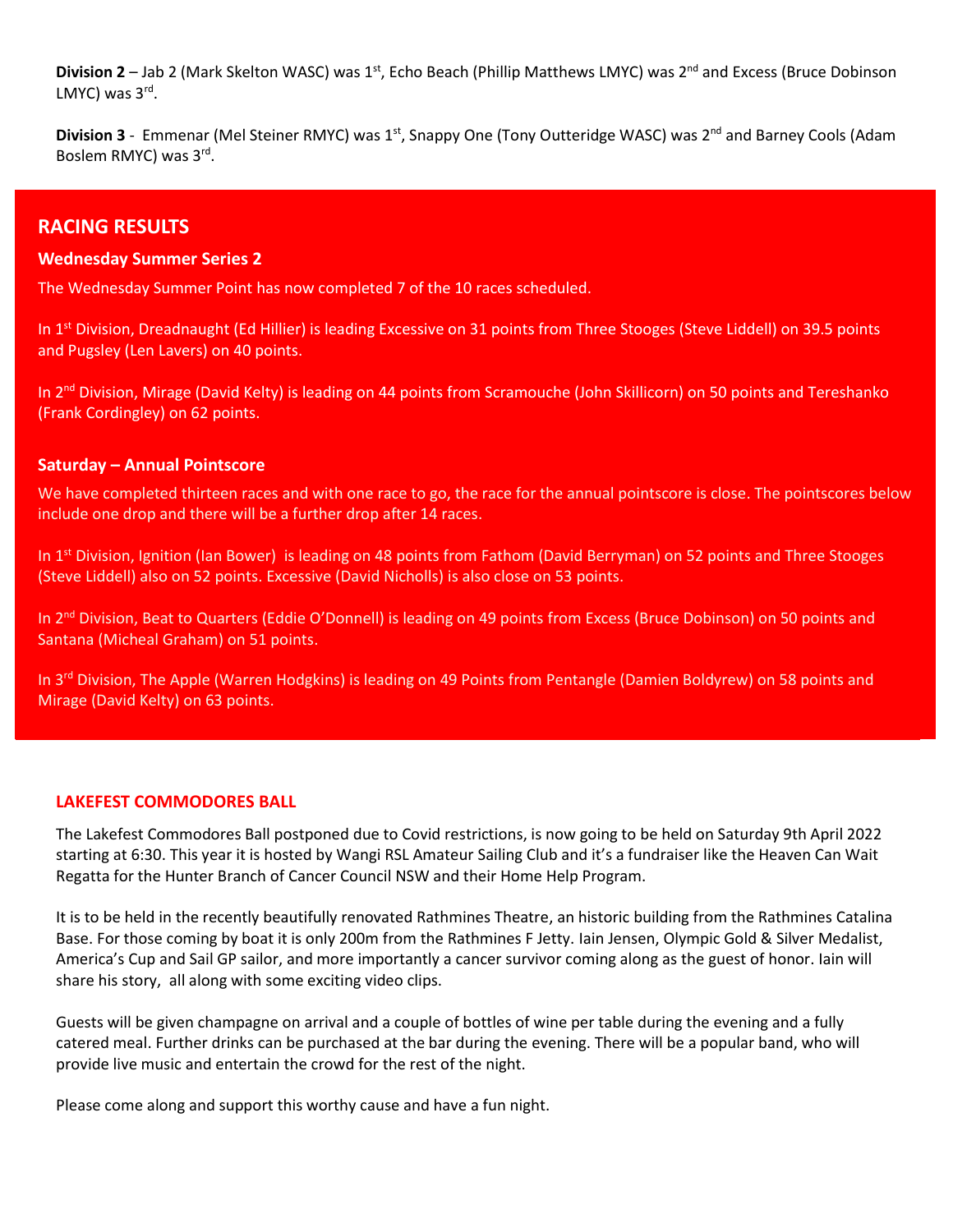**Division 2** – Jab 2 (Mark Skelton WASC) was 1st, Echo Beach (Phillip Matthews LMYC) was 2nd and Excess (Bruce Dobinson LMYC) was 3rd.

**Division 3** - Emmenar (Mel Steiner RMYC) was 1st, Snappy One (Tony Outteridge WASC) was 2nd and Barney Cools (Adam Boslem RMYC) was 3rd.

## RACING RESULTS

### Wednesday Summer Series 2

The Wednesday Summer Point has now completed 7 of the 10 races scheduled.

In 1st Division, Dreadnaught (Ed Hillier) is leading Excessive on 31 points from Three Stooges (Steve Liddell) on 39.5 points and Pugsley (Len Lavers) on 40 points.

In 2nd Division, Mirage (David Kelty) is leading on 44 points from Scramouche (John Skillicorn) on 50 points and Tereshanko (Frank Cordingley) on 62 points.

### Saturday – Annual Pointscore

We have completed thirteen races and with one race to go, the race for the annual pointscore is close. The pointscores below include one drop and there will be a further drop after 14 races.

In 1st Division, Ignition (Ian Bower) is leading on 48 points from Fathom (David Berryman) on 52 points and Three Stooges (Steve Liddell) also on 52 points. Excessive (David Nicholls) is also close on 53 points.

In 2nd Division, Beat to Quarters (Eddie O'Donnell) is leading on 49 points from Excess (Bruce Dobinson) on 50 points and Santana (Micheal Graham) on 51 points.

In 3rd Division, The Apple (Warren Hodgkins) is leading on 49 Points from Pentangle (Damien Boldyrew) on 58 points and Mirage (David Kelty) on 63 points.

## LAKEFEST COMMODORES BALL

The Lakefest Commodores Ball postponed due to Covid restrictions, is now going to be held on Saturday 9th April 2022 starting at 6:30. This year it is hosted by Wangi RSL Amateur Sailing Club and it's a fundraiser like the Heaven Can Wait Regatta for the Hunter Branch of Cancer Council NSW and their Home Help Program.

It is to be held in the recently beautifully renovated Rathmines Theatre, an historic building from the Rathmines Catalina Base. For those coming by boat it is only 200m from the Rathmines F Jetty. Iain Jensen, Olympic Gold & Silver Medalist, America's Cup and Sail GP sailor, and more importantly a cancer survivor coming along as the guest of honor. Iain will share his story, all along with some exciting video clips.

Guests will be given champagne on arrival and a couple of bottles of wine per table during the evening and a fully catered meal. Further drinks can be purchased at the bar during the evening. There will be a popular band, who will provide live music and entertain the crowd for the rest of the night.

Please come along and support this worthy cause and have a fun night.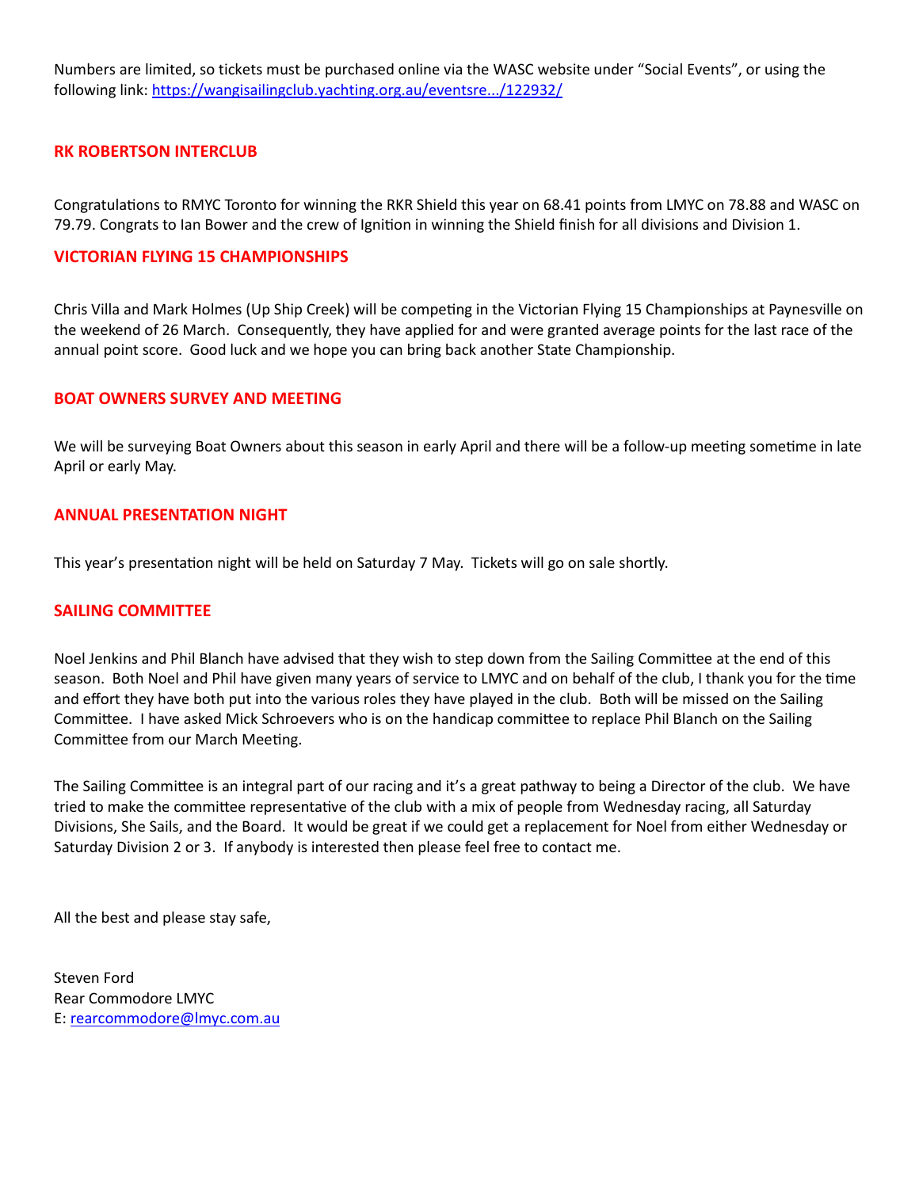Numbers are limited, so tickets must be purchased online via the WASC website under "Social Events", or using the following link: [https://wangisailingclub.yachting.org.au/eventsre.../122932/](https://wangisailingclub.yachting.org.au/eventsre.../122932/)

## RK ROBERTSON INTERCLUB

Congratulations to RMYC Toronto for winning the RKR Shield this year on 68.41 points from LMYC on 78.88 and WASC on 79.79. Congrats to Ian Bower and the crew of Ignition in winning the Shield finish for all divisions and Division 1.

## VICTORIAN FLYING 15 CHAMPIONSHIPS

Chris Villa and Mark Holmes (Up Ship Creek) will be competing in the Victorian Flying 15 Championships at Paynesville on the weekend of 26 March. Consequently, they have applied for and were granted average points for the last race of the annual point score. Good luck and we hope you can bring back another State Championship.

## BOAT OWNERS SURVEY AND MEETING

We will be surveying Boat Owners about this season in early April and there will be a follow-up meeting sometime in late April or early May.

## ANNUAL PRESENTATION NIGHT

This year's presentation night will be held on Saturday 7 May. Tickets will go on sale shortly.

## SAILING COMMITTEE

Noel Jenkins and Phil Blanch have advised that they wish to step down from the Sailing Committee at the end of this season. Both Noel and Phil have given many years of service to LMYC and on behalf of the club, I thank you for the time and effort they have both put into the various roles they have played in the club. Both will be missed on the Sailing Committee. I have asked Mick Schroevers who is on the handicap committee to replace Phil Blanch on the Sailing Committee from our March Meeting.

The Sailing Committee is an integral part of our racing and it's a great pathway to being a Director of the club. We have tried to make the committee representative of the club with a mix of people from Wednesday racing, all Saturday Divisions, She Sails, and the Board. It would be great if we could get a replacement for Noel from either Wednesday or Saturday Division 2 or 3. If anybody is interested then please feel free to contact me.

All the best and please stay safe,

Steven Ford
Rear Commodore LMYC
E: [rearcommodore@lmyc.com.au](mailto:rearcommodore@lmyc.com.au)